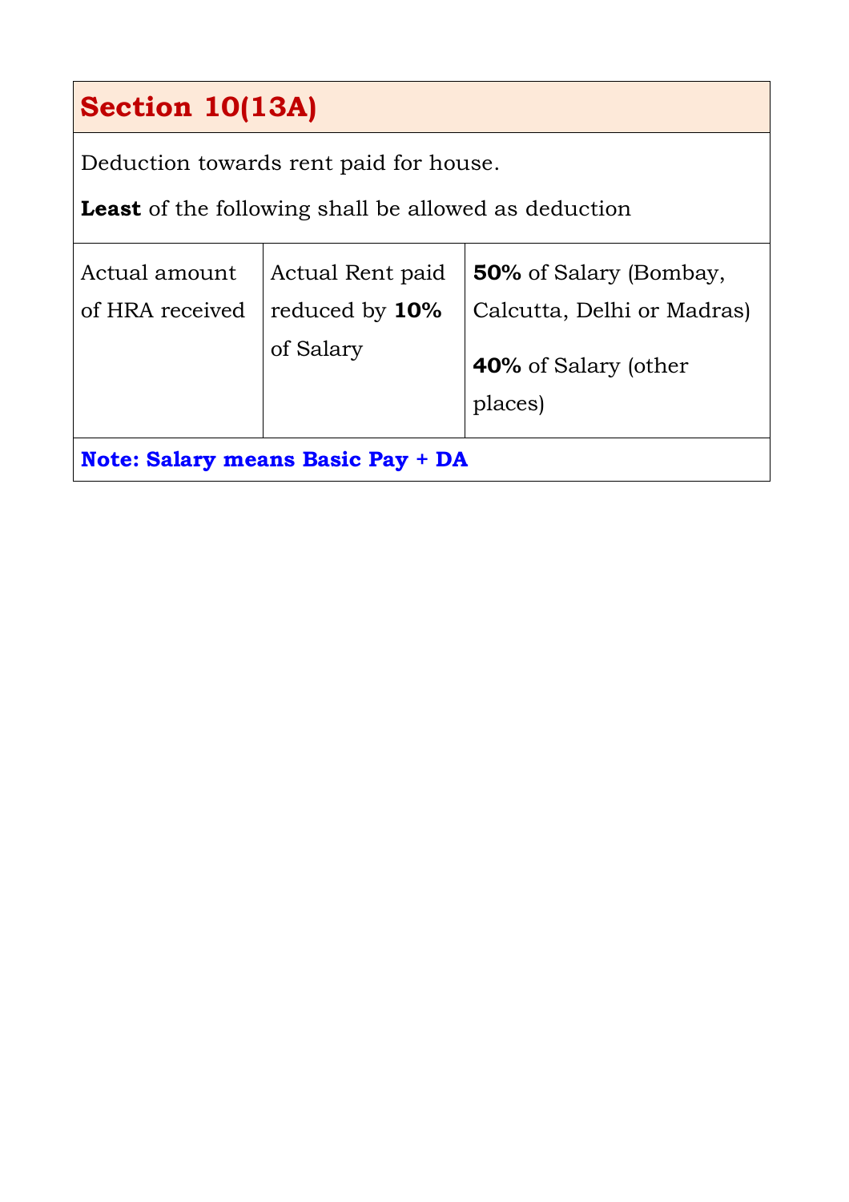## Section 10(13A)

Deduction towards rent paid for house.

**Least** of the following shall be allowed as deduction

| Actual amount of HRA received | Actual Rent paid reduced by **10%** of Salary | **50%** of Salary (Bombay, Calcutta, Delhi or Madras)<br><br>**40%** of Salary (other places) |
|---|---|---|

**Note: Salary means Basic Pay + DA**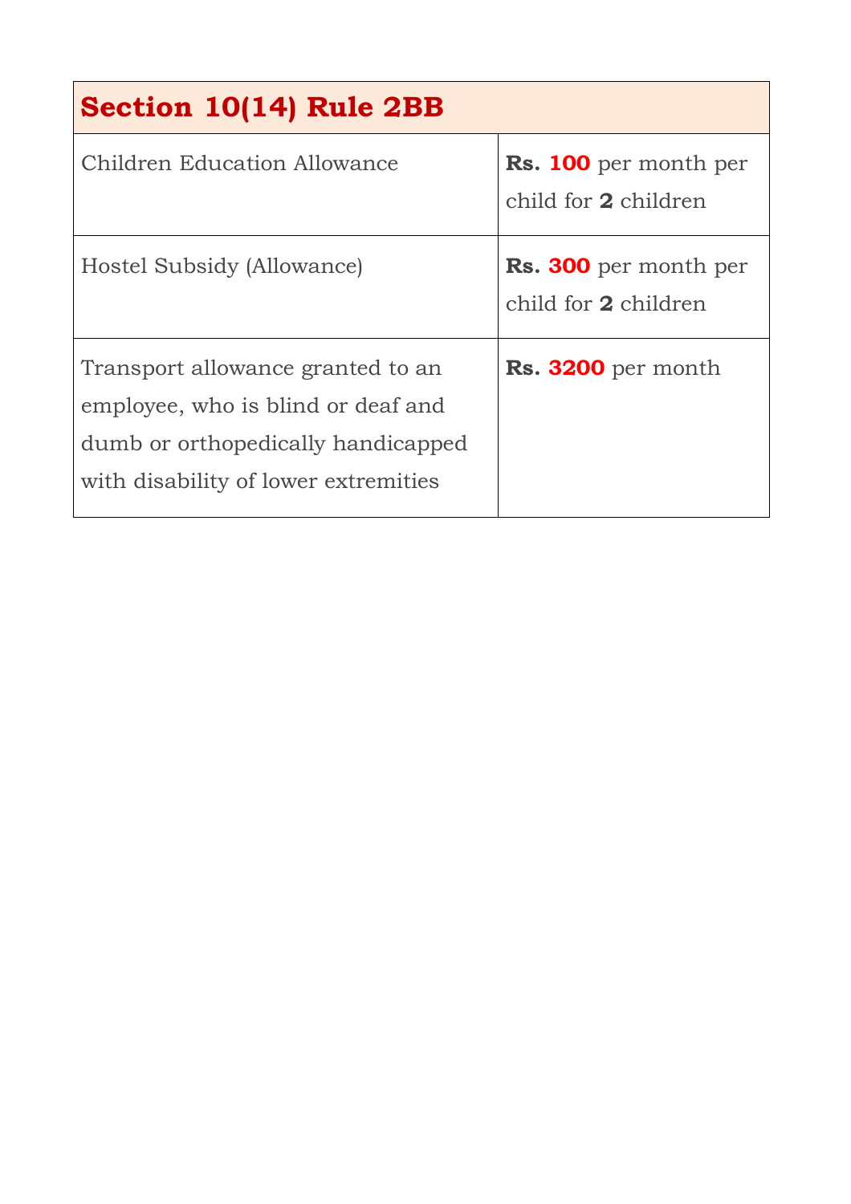| Section 10(14) Rule 2BB | |
|---|---|
| Children Education Allowance | **Rs. 100** per month per child for **2** children |
| Hostel Subsidy (Allowance) | **Rs. 300** per month per child for **2** children |
| Transport allowance granted to an employee, who is blind or deaf and dumb or orthopedically handicapped with disability of lower extremities | **Rs. 3200** per month |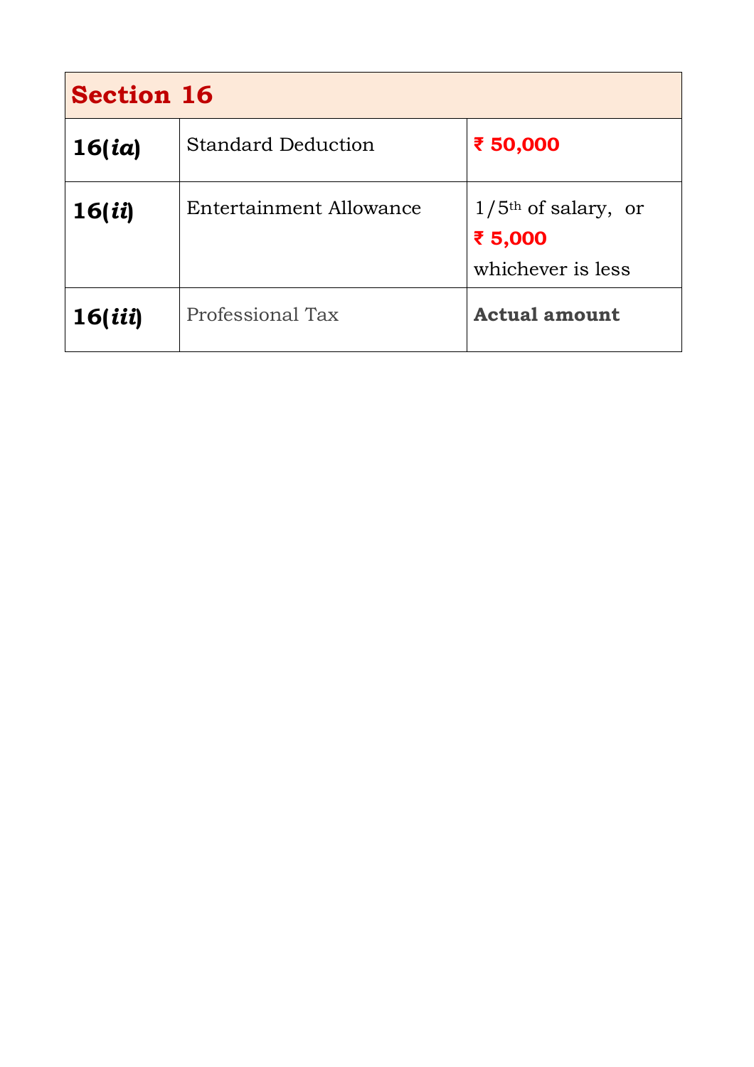| **Section 16** | | |
|---|---|---|
| **16(*ia*)** | Standard Deduction | **₹ 50,000** |
| **16(*ii*)** | Entertainment Allowance | 1/5th of salary, or **₹ 5,000** whichever is less |
| **16(*iii*)** | Professional Tax | **Actual amount** |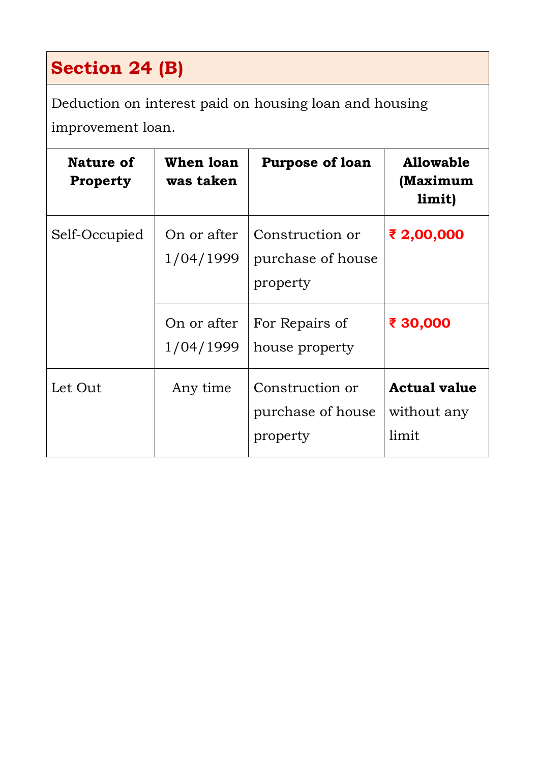## Section 24 (B)

Deduction on interest paid on housing loan and housing improvement loan.

| Nature of Property | When loan was taken | Purpose of loan | Allowable (Maximum limit) |
|---|---|---|---|
| Self-Occupied | On or after 1/04/1999 | Construction or purchase of house property | **₹ 2,00,000** |
| | On or after 1/04/1999 | For Repairs of house property | **₹ 30,000** |
| Let Out | Any time | Construction or purchase of house property | **Actual value** without any limit |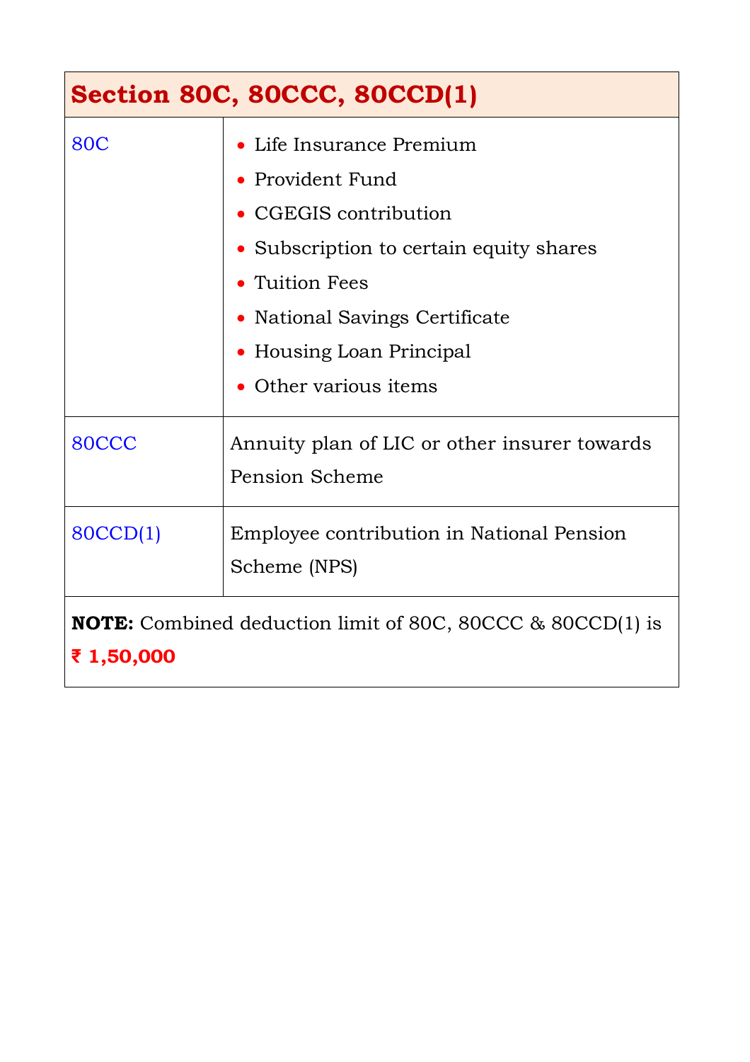| Section 80C, 80CCC, 80CCD(1) | |
|---|---|
| 80C | • Life Insurance Premium<br>• Provident Fund<br>• CGEGIS contribution<br>• Subscription to certain equity shares<br>• Tuition Fees<br>• National Savings Certificate<br>• Housing Loan Principal<br>• Other various items |
| 80CCC | Annuity plan of LIC or other insurer towards Pension Scheme |
| 80CCD(1) | Employee contribution in National Pension Scheme (NPS) |
| **NOTE:** Combined deduction limit of 80C, 80CCC & 80CCD(1) is **₹ 1,50,000** | |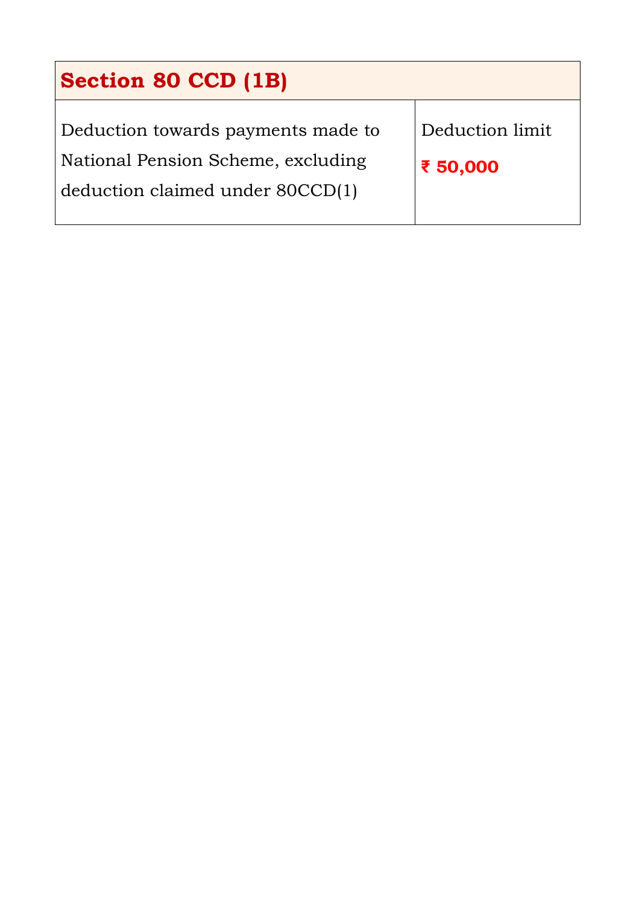| Section 80 CCD (1B) | |
|---|---|
| Deduction towards payments made to National Pension Scheme, excluding deduction claimed under 80CCD(1) | Deduction limit **₹ 50,000** |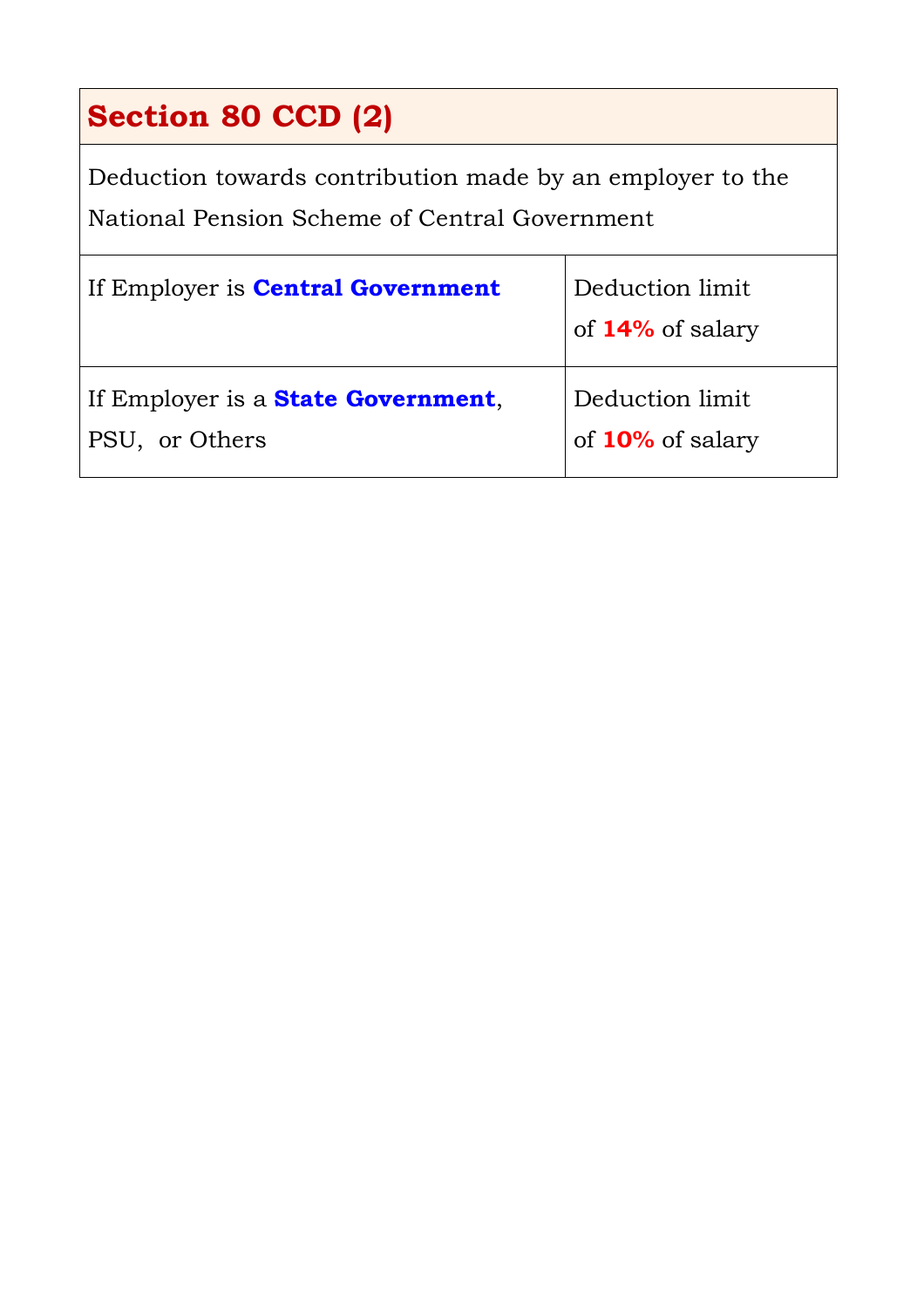## Section 80 CCD (2)

Deduction towards contribution made by an employer to the National Pension Scheme of Central Government

| If Employer is **Central Government** | Deduction limit of **14%** of salary |
| --- | --- |
| If Employer is a **State Government**, PSU, or Others | Deduction limit of **10%** of salary |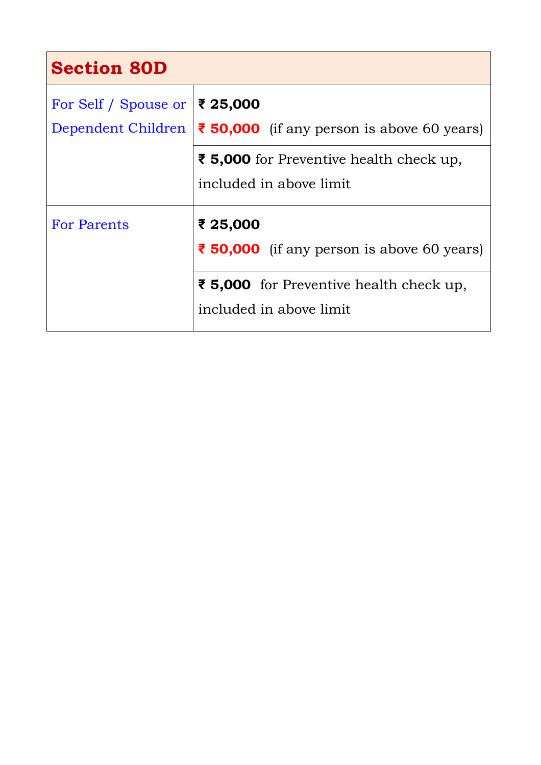| Section 80D | |
|---|---|
| For Self / Spouse or Dependent Children | **₹ 25,000**<br>**₹ 50,000** (if any person is above 60 years) |
| | **₹ 5,000** for Preventive health check up, included in above limit |
| For Parents | **₹ 25,000**<br>**₹ 50,000** (if any person is above 60 years) |
| | **₹ 5,000** for Preventive health check up, included in above limit |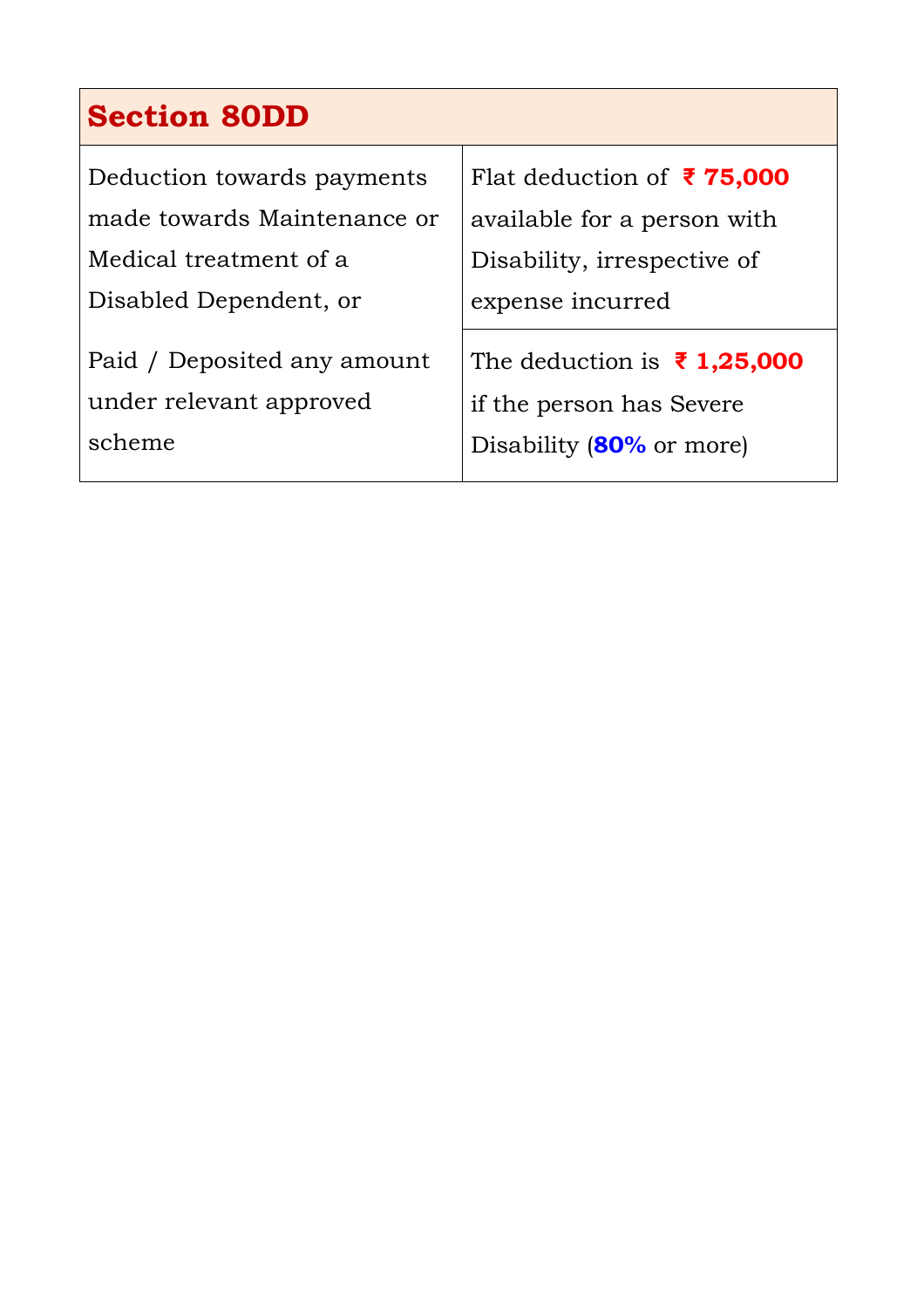| **Section 80DD** | |
|---|---|
| Deduction towards payments made towards Maintenance or Medical treatment of a Disabled Dependent, or<br><br>Paid / Deposited any amount under relevant approved scheme | Flat deduction of **₹ 75,000** available for a person with Disability, irrespective of expense incurred |
| | The deduction is **₹ 1,25,000** if the person has Severe Disability (**80%** or more) |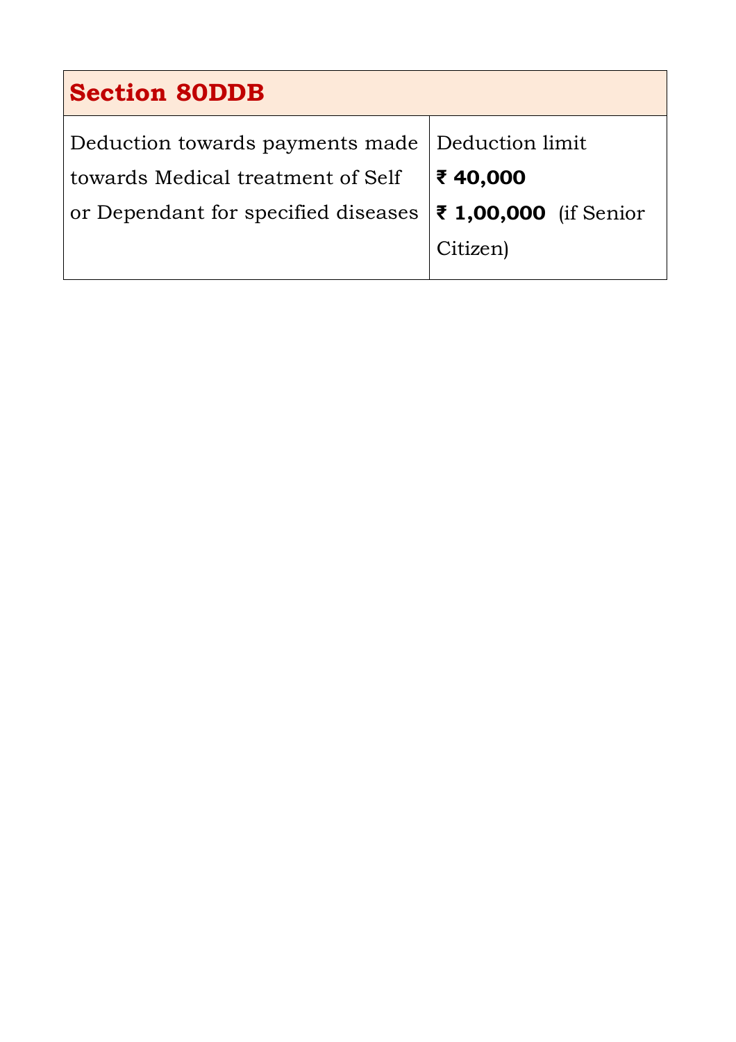| **Section 80DDB** | |
|---|---|
| Deduction towards payments made towards Medical treatment of Self or Dependant for specified diseases | Deduction limit **₹ 40,000** **₹ 1,00,000** (if Senior Citizen) |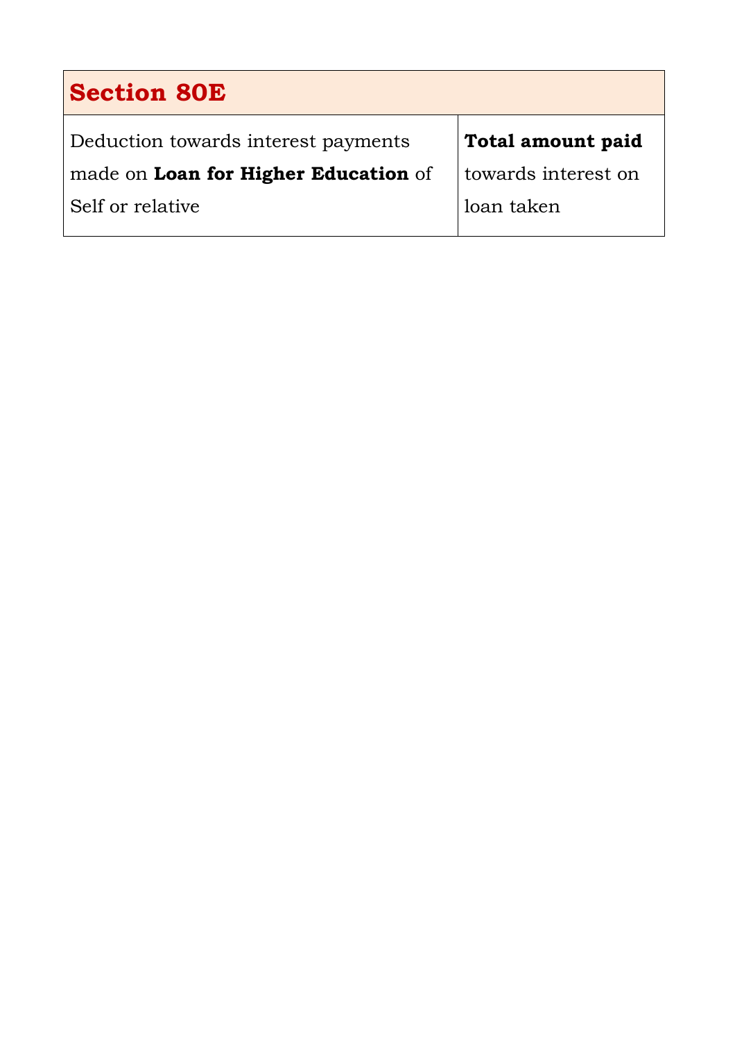| Section 80E | |
| --- | --- |
| Deduction towards interest payments made on **Loan for Higher Education** of Self or relative | **Total amount paid** towards interest on loan taken |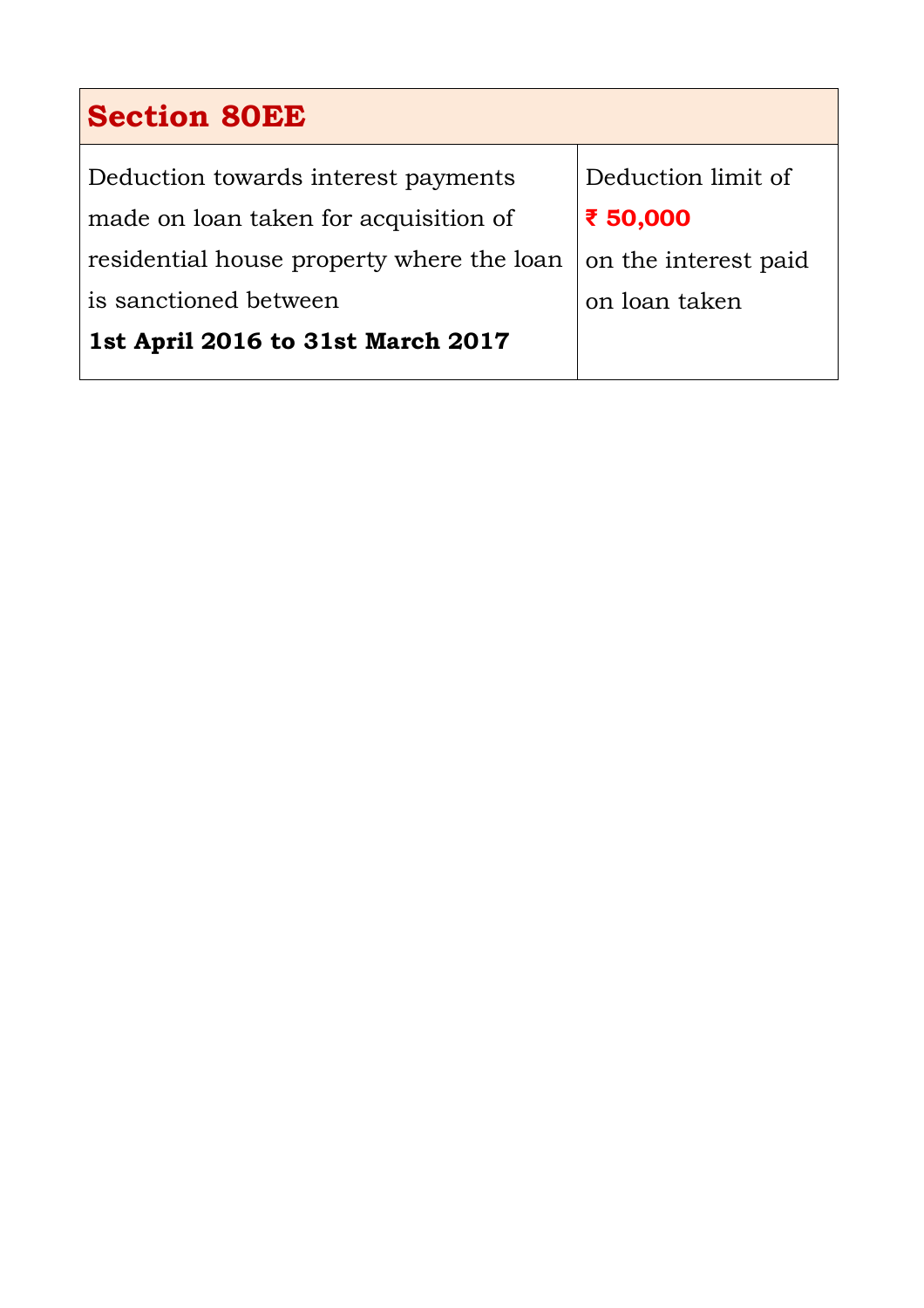| **Section 80EE** | |
|---|---|
| Deduction towards interest payments made on loan taken for acquisition of residential house property where the loan is sanctioned between **1st April 2016 to 31st March 2017** | Deduction limit of **₹ 50,000** on the interest paid on loan taken |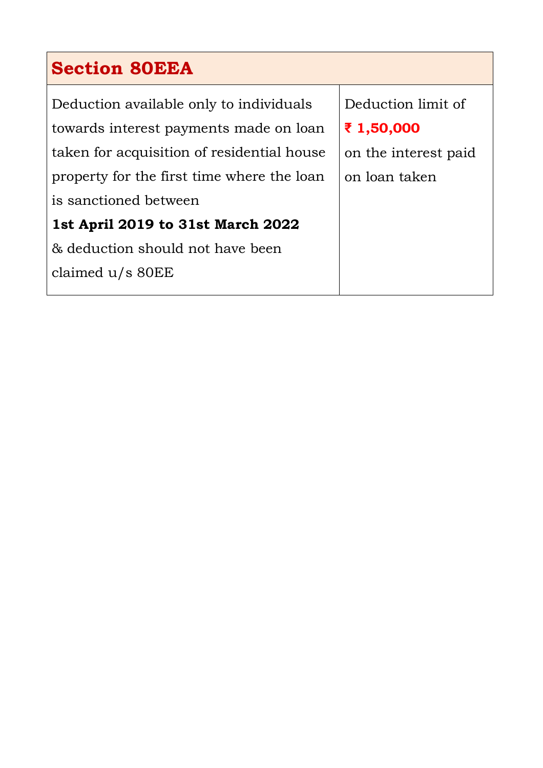| Section 80EEA | |
|---|---|
| Deduction available only to individuals towards interest payments made on loan taken for acquisition of residential house property for the first time where the loan is sanctioned between **1st April 2019 to 31st March 2022** & deduction should not have been claimed u/s 80EE | Deduction limit of **₹ 1,50,000** on the interest paid on loan taken |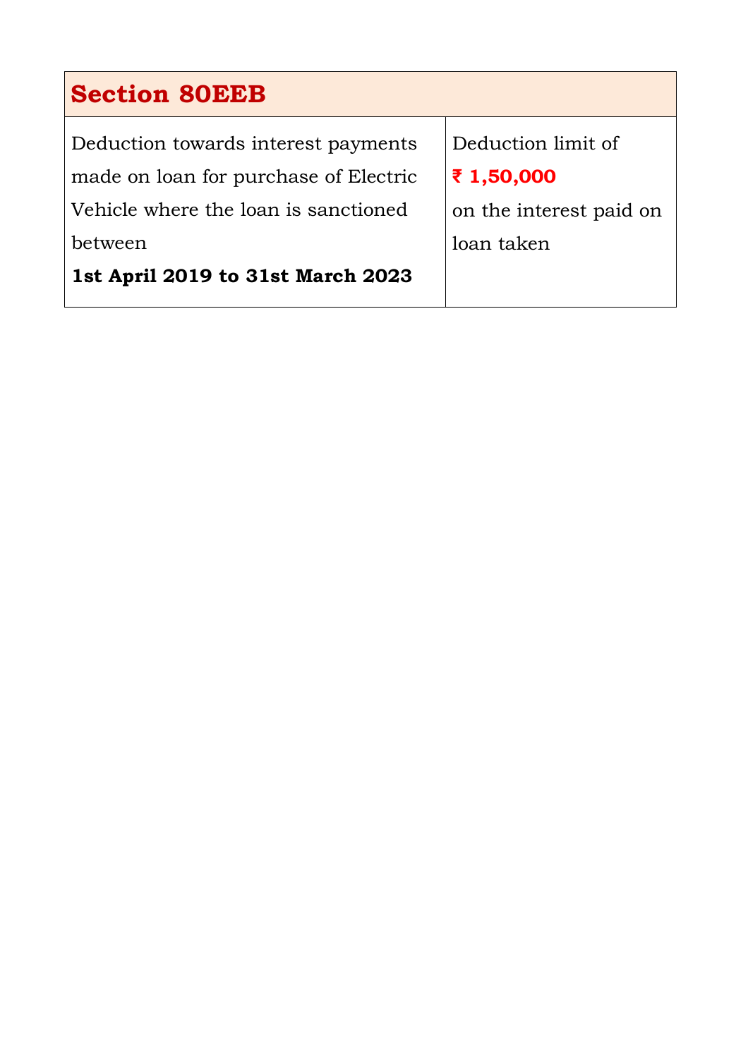| Section 80EEB | |
|---|---|
| Deduction towards interest payments made on loan for purchase of Electric Vehicle where the loan is sanctioned between **1st April 2019 to 31st March 2023** | Deduction limit of **₹ 1,50,000** on the interest paid on loan taken |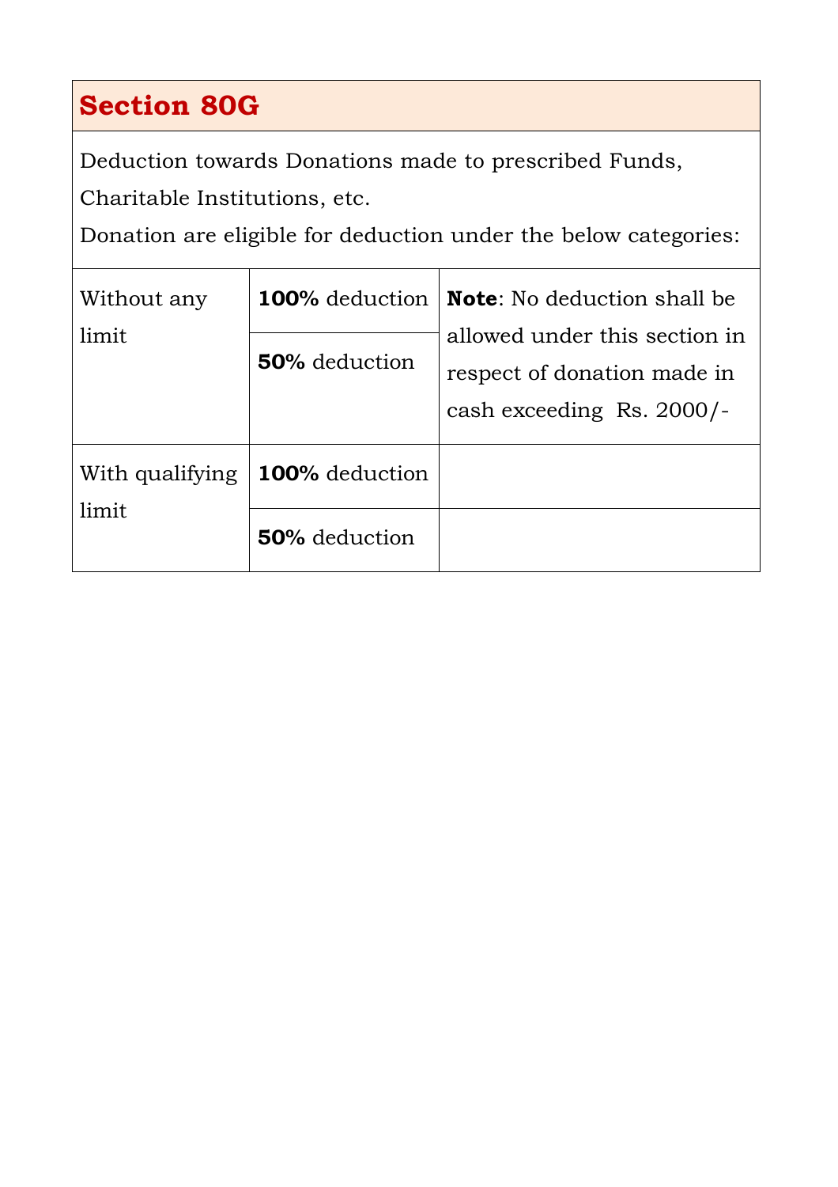## Section 80G

Deduction towards Donations made to prescribed Funds, Charitable Institutions, etc.

Donation are eligible for deduction under the below categories:

| | | |
|---|---|---|
| Without any limit | **100%** deduction | **Note**: No deduction shall be allowed under this section in respect of donation made in cash exceeding Rs. 2000/- |
| | **50%** deduction | |
| With qualifying limit | **100%** deduction | |
| | **50%** deduction | |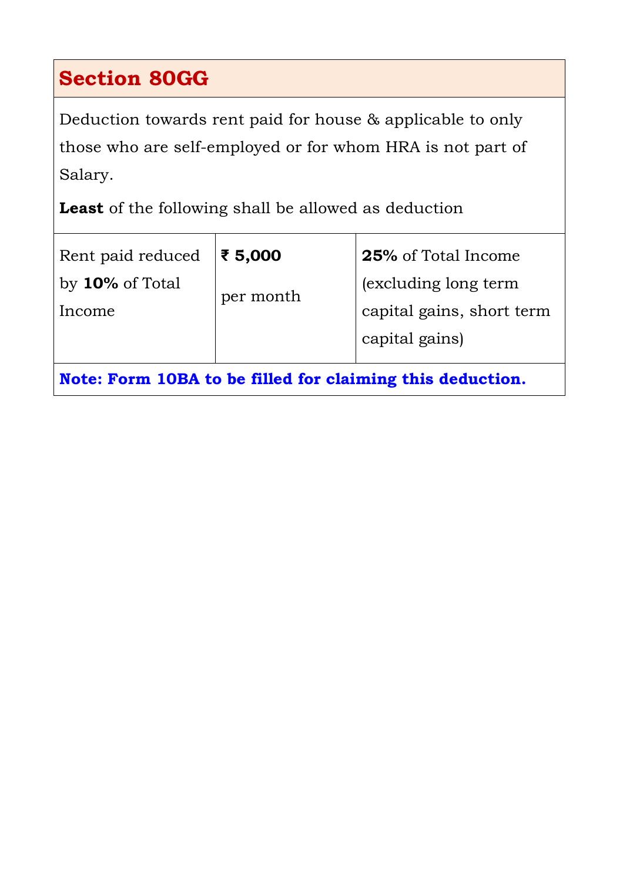## Section 80GG

Deduction towards rent paid for house & applicable to only those who are self-employed or for whom HRA is not part of Salary.

**Least** of the following shall be allowed as deduction

| Rent paid reduced by **10%** of Total Income | **₹ 5,000** per month | **25%** of Total Income (excluding long term capital gains, short term capital gains) |
|---|---|---|

**Note: Form 10BA to be filled for claiming this deduction.**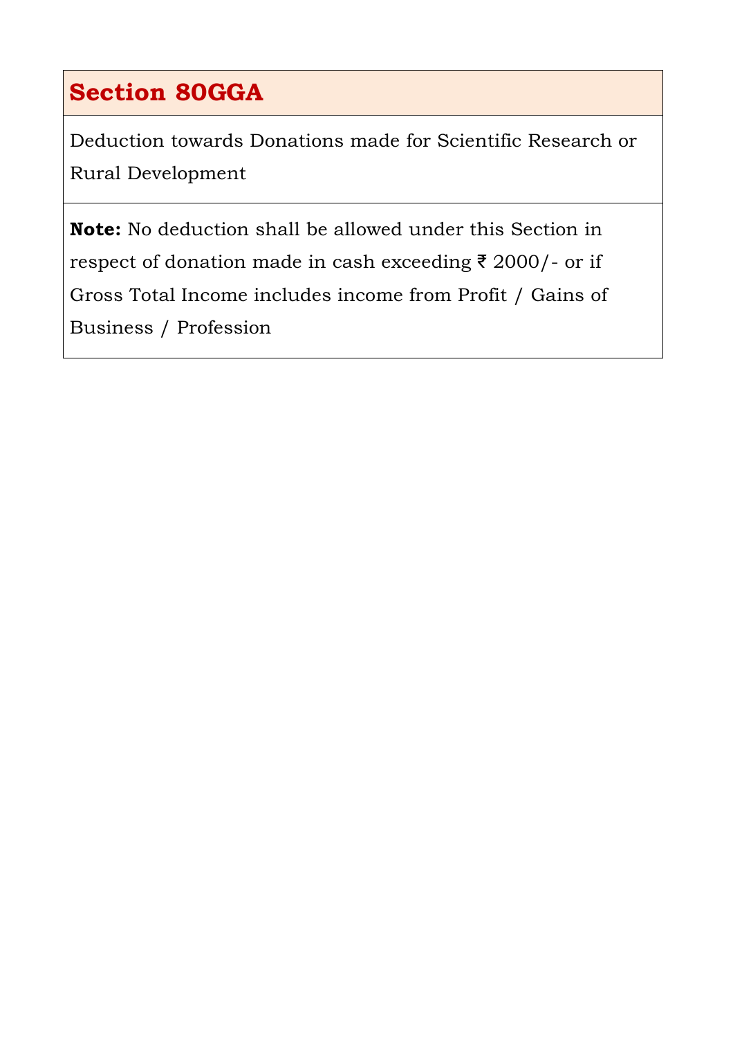## Section 80GGA

Deduction towards Donations made for Scientific Research or Rural Development

**Note:** No deduction shall be allowed under this Section in respect of donation made in cash exceeding ₹ 2000/- or if Gross Total Income includes income from Profit / Gains of Business / Profession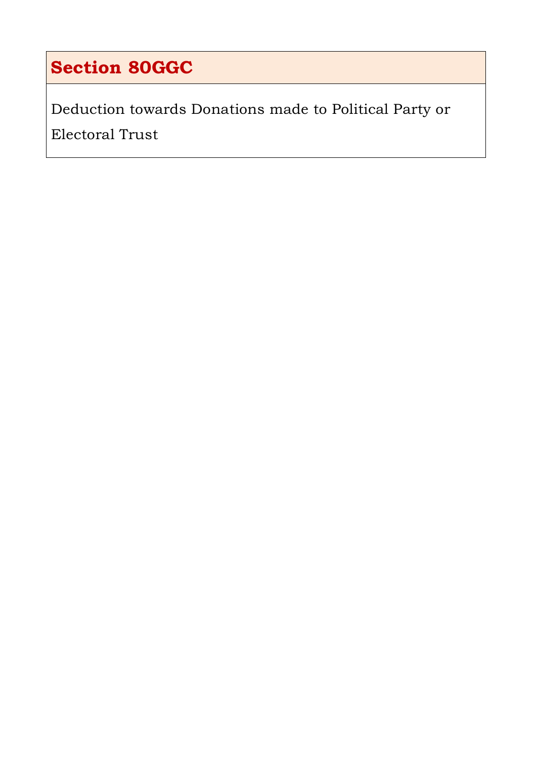## Section 80GGC

Deduction towards Donations made to Political Party or Electoral Trust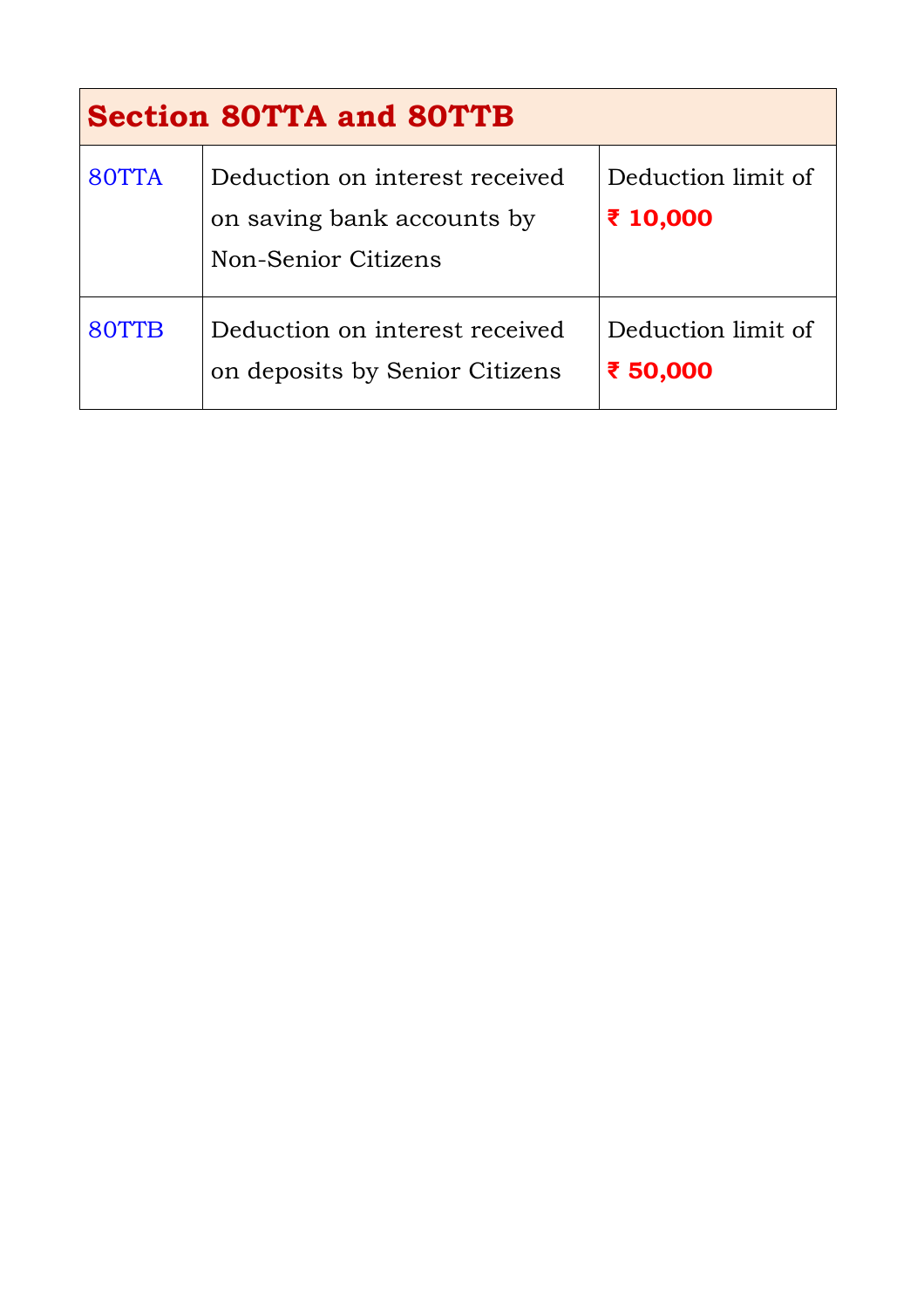| Section 80TTA and 80TTB | | |
|---|---|---|
| 80TTA | Deduction on interest received on saving bank accounts by Non-Senior Citizens | Deduction limit of **₹ 10,000** |
| 80TTB | Deduction on interest received on deposits by Senior Citizens | Deduction limit of **₹ 50,000** |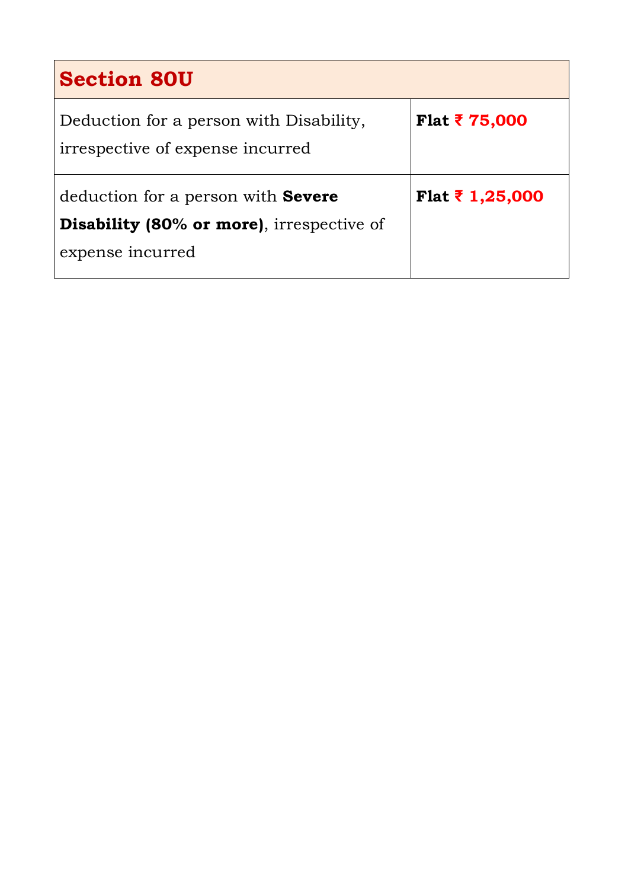| Section 80U | |
|---|---|
| Deduction for a person with Disability, irrespective of expense incurred | **Flat ₹ 75,000** |
| deduction for a person with **Severe Disability (80% or more)**, irrespective of expense incurred | **Flat ₹ 1,25,000** |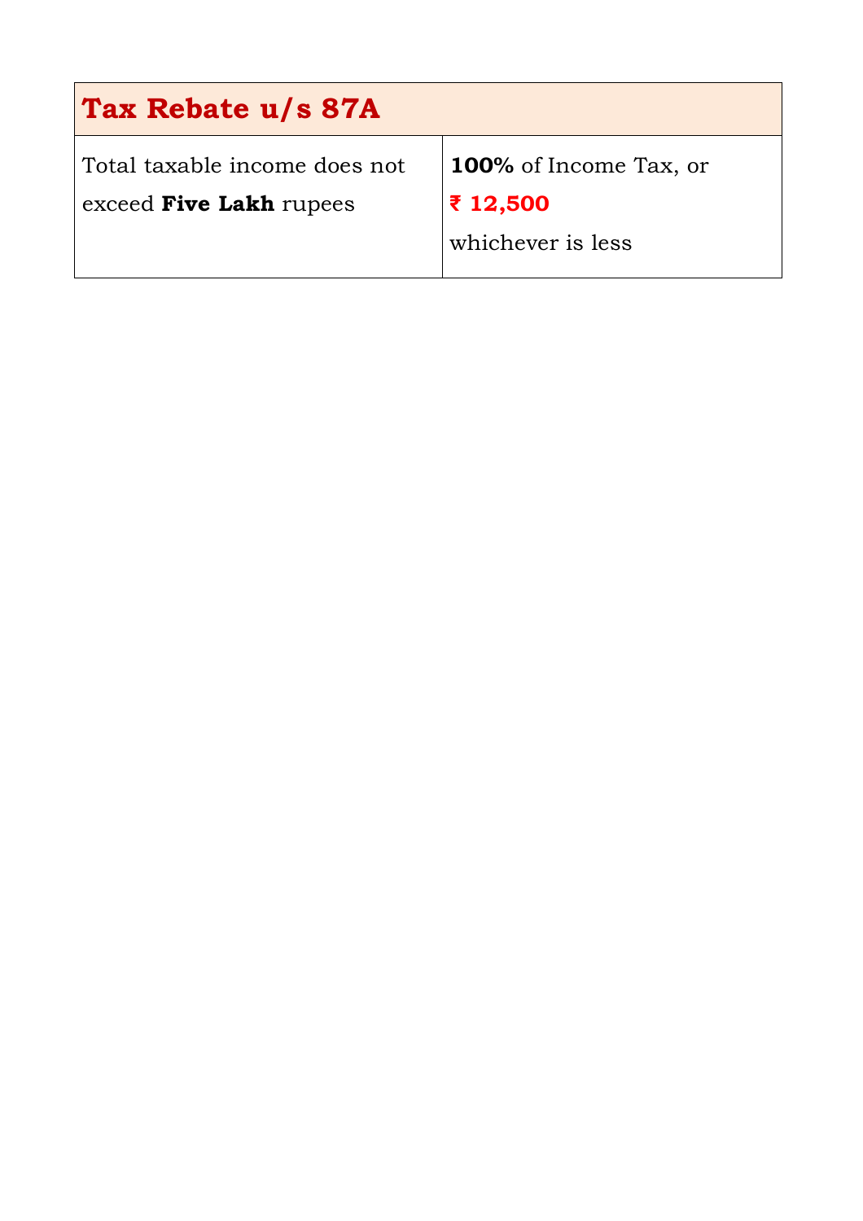| Tax Rebate u/s 87A | |
|---|---|
| Total taxable income does not exceed **Five Lakh** rupees | **100%** of Income Tax, or **₹ 12,500** whichever is less |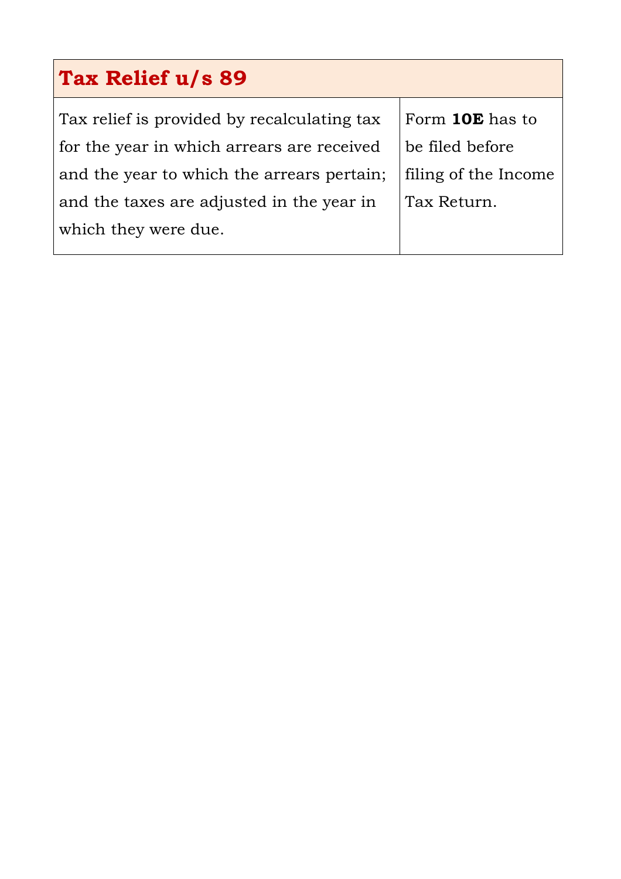| Tax Relief u/s 89 | |
|---|---|
| Tax relief is provided by recalculating tax for the year in which arrears are received and the year to which the arrears pertain; and the taxes are adjusted in the year in which they were due. | Form **10E** has to be filed before filing of the Income Tax Return. |